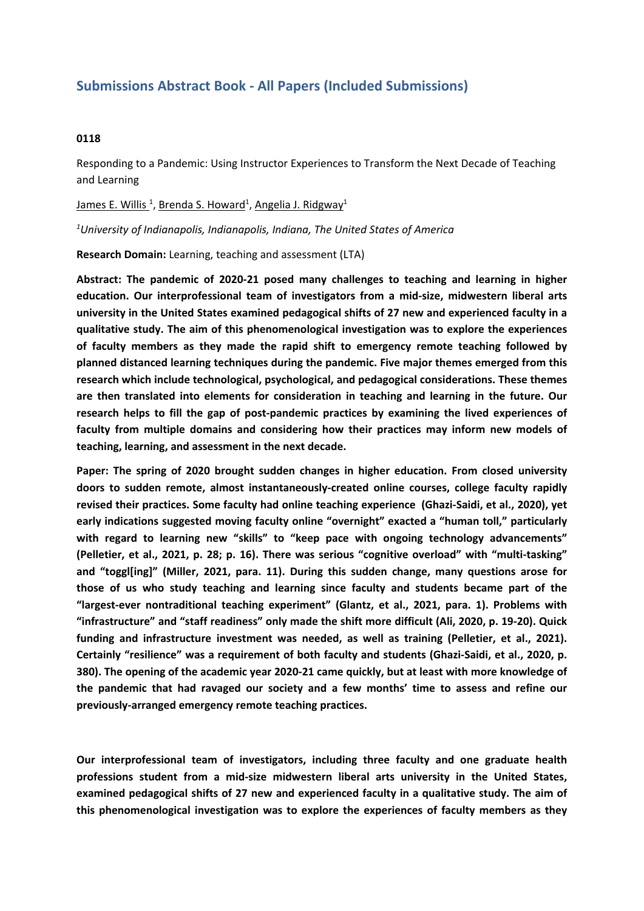## Submissions Abstract Book - All Papers (Included Submissions)

**0118**

Responding to a Pandemic: Using Instructor Experiences to Transform the Next Decade of Teaching and Learning

James E. Willis [1], Brenda S. Howard[1], Angelia J. Ridgway[1]

*[1]University of Indianapolis, Indianapolis, Indiana, The United States of America*

**Research Domain:** Learning, teaching and assessment (LTA)

**Abstract: The pandemic of 2020-21 posed many challenges to teaching and learning in higher education. Our interprofessional team of investigators from a mid-size, midwestern liberal arts university in the United States examined pedagogical shifts of 27 new and experienced faculty in a qualitative study. The aim of this phenomenological investigation was to explore the experiences of faculty members as they made the rapid shift to emergency remote teaching followed by planned distanced learning techniques during the pandemic. Five major themes emerged from this research which include technological, psychological, and pedagogical considerations. These themes are then translated into elements for consideration in teaching and learning in the future. Our research helps to fill the gap of post-pandemic practices by examining the lived experiences of faculty from multiple domains and considering how their practices may inform new models of teaching, learning, and assessment in the next decade.**

**Paper: The spring of 2020 brought sudden changes in higher education. From closed university doors to sudden remote, almost instantaneously-created online courses, college faculty rapidly revised their practices. Some faculty had online teaching experience (Ghazi-Saidi, et al., 2020), yet early indications suggested moving faculty online "overnight" exacted a "human toll," particularly with regard to learning new "skills" to "keep pace with ongoing technology advancements" (Pelletier, et al., 2021, p. 28; p. 16). There was serious "cognitive overload" with "multi-tasking" and "toggl[ing]" (Miller, 2021, para. 11). During this sudden change, many questions arose for those of us who study teaching and learning since faculty and students became part of the "largest-ever nontraditional teaching experiment" (Glantz, et al., 2021, para. 1). Problems with "infrastructure" and "staff readiness" only made the shift more difficult (Ali, 2020, p. 19-20). Quick funding and infrastructure investment was needed, as well as training (Pelletier, et al., 2021). Certainly "resilience" was a requirement of both faculty and students (Ghazi-Saidi, et al., 2020, p. 380). The opening of the academic year 2020-21 came quickly, but at least with more knowledge of the pandemic that had ravaged our society and a few months' time to assess and refine our previously-arranged emergency remote teaching practices.**

**Our interprofessional team of investigators, including three faculty and one graduate health professions student from a mid-size midwestern liberal arts university in the United States, examined pedagogical shifts of 27 new and experienced faculty in a qualitative study. The aim of this phenomenological investigation was to explore the experiences of faculty members as they**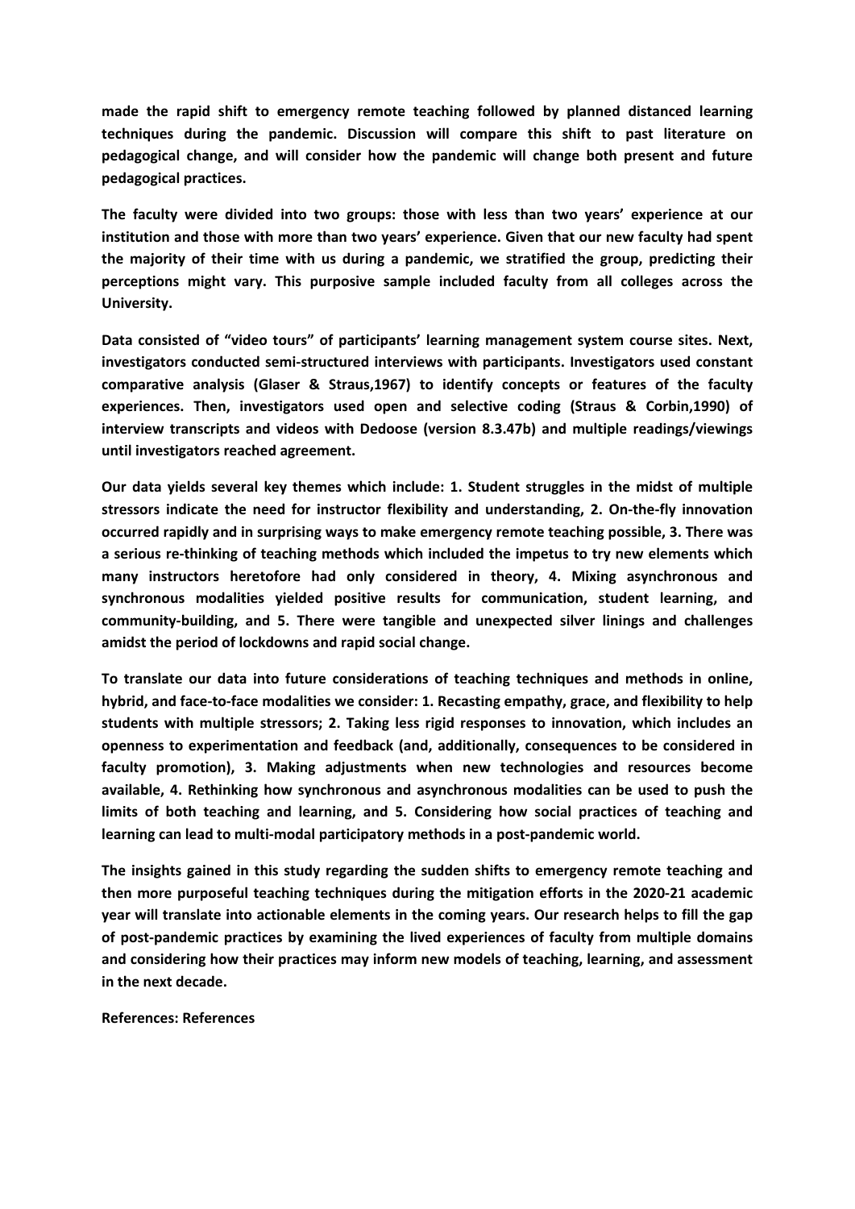**made the rapid shift to emergency remote teaching followed by planned distanced learning techniques during the pandemic. Discussion will compare this shift to past literature on pedagogical change, and will consider how the pandemic will change both present and future pedagogical practices.**

**The faculty were divided into two groups: those with less than two years' experience at our institution and those with more than two years' experience. Given that our new faculty had spent the majority of their time with us during a pandemic, we stratified the group, predicting their perceptions might vary. This purposive sample included faculty from all colleges across the University.**

**Data consisted of "video tours" of participants' learning management system course sites. Next, investigators conducted semi-structured interviews with participants. Investigators used constant comparative analysis (Glaser & Straus,1967) to identify concepts or features of the faculty experiences. Then, investigators used open and selective coding (Straus & Corbin,1990) of interview transcripts and videos with Dedoose (version 8.3.47b) and multiple readings/viewings until investigators reached agreement.**

**Our data yields several key themes which include: 1. Student struggles in the midst of multiple stressors indicate the need for instructor flexibility and understanding, 2. On-the-fly innovation occurred rapidly and in surprising ways to make emergency remote teaching possible, 3. There was a serious re-thinking of teaching methods which included the impetus to try new elements which many instructors heretofore had only considered in theory, 4. Mixing asynchronous and synchronous modalities yielded positive results for communication, student learning, and community-building, and 5. There were tangible and unexpected silver linings and challenges amidst the period of lockdowns and rapid social change.**

**To translate our data into future considerations of teaching techniques and methods in online, hybrid, and face-to-face modalities we consider: 1. Recasting empathy, grace, and flexibility to help students with multiple stressors; 2. Taking less rigid responses to innovation, which includes an openness to experimentation and feedback (and, additionally, consequences to be considered in faculty promotion), 3. Making adjustments when new technologies and resources become available, 4. Rethinking how synchronous and asynchronous modalities can be used to push the limits of both teaching and learning, and 5. Considering how social practices of teaching and learning can lead to multi-modal participatory methods in a post-pandemic world.**

**The insights gained in this study regarding the sudden shifts to emergency remote teaching and then more purposeful teaching techniques during the mitigation efforts in the 2020-21 academic year will translate into actionable elements in the coming years. Our research helps to fill the gap of post-pandemic practices by examining the lived experiences of faculty from multiple domains and considering how their practices may inform new models of teaching, learning, and assessment in the next decade.**

**References: References**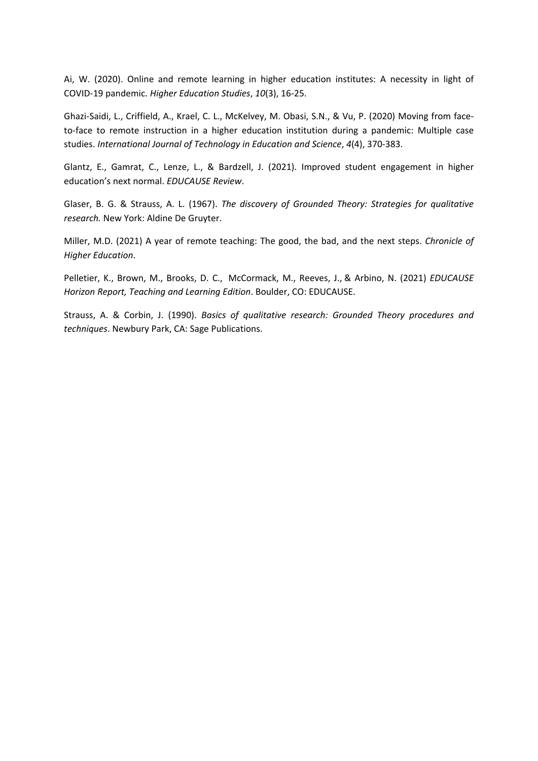Ai, W. (2020). Online and remote learning in higher education institutes: A necessity in light of COVID-19 pandemic. *Higher Education Studies*, *10*(3), 16-25.

Ghazi-Saidi, L., Criffield, A., Krael, C. L., McKelvey, M. Obasi, S.N., & Vu, P. (2020) Moving from face-to-face to remote instruction in a higher education institution during a pandemic: Multiple case studies. *International Journal of Technology in Education and Science*, *4*(4), 370-383.

Glantz, E., Gamrat, C., Lenze, L., & Bardzell, J. (2021). Improved student engagement in higher education's next normal. *EDUCAUSE Review*.

Glaser, B. G. & Strauss, A. L. (1967). *The discovery of Grounded Theory: Strategies for qualitative research.* New York: Aldine De Gruyter.

Miller, M.D. (2021) A year of remote teaching: The good, the bad, and the next steps. *Chronicle of Higher Education*.

Pelletier, K., Brown, M., Brooks, D. C., McCormack, M., Reeves, J., & Arbino, N. (2021) *EDUCAUSE Horizon Report, Teaching and Learning Edition*. Boulder, CO: EDUCAUSE.

Strauss, A. & Corbin, J. (1990). *Basics of qualitative research: Grounded Theory procedures and techniques*. Newbury Park, CA: Sage Publications.